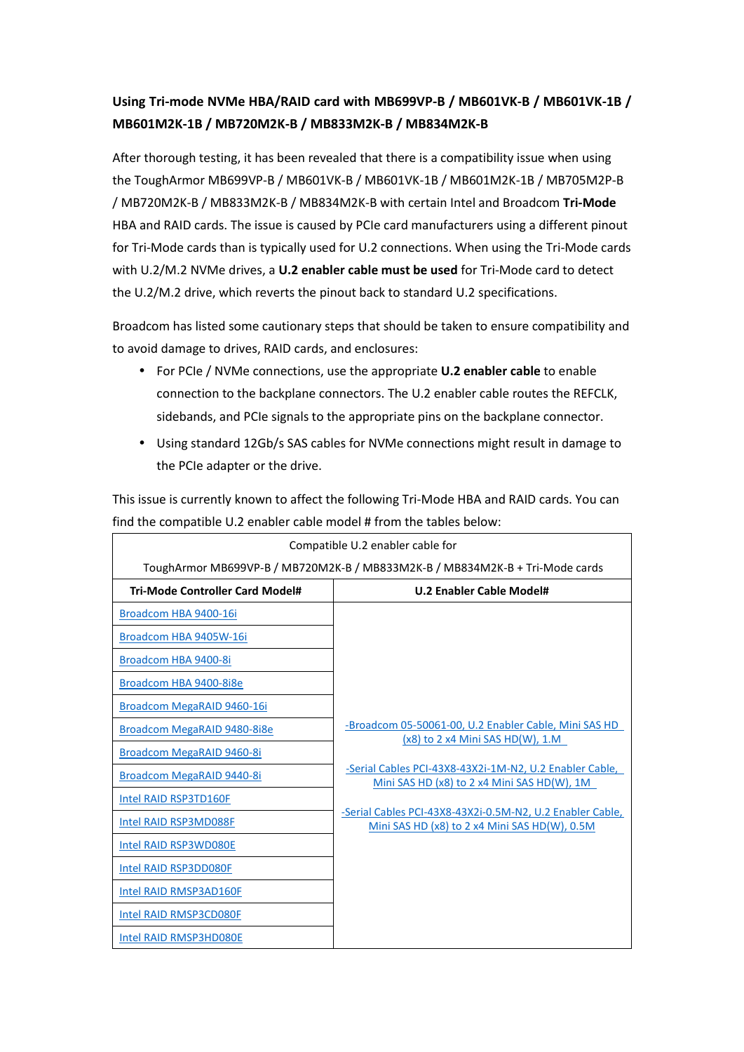**Using Tri-mode NVMe HBA/RAID card with MB699VP-B / MB601VK-B / MB601VK-1B / MB601M2K-1B / MB720M2K-B / MB833M2K-B / MB834M2K-B**

After thorough testing, it has been revealed that there is a compatibility issue when using the ToughArmor MB699VP-B / MB601VK-B / MB601VK-1B / MB601M2K-1B / MB705M2P-B / MB720M2K-B / MB833M2K-B / MB834M2K-B with certain Intel and Broadcom **Tri-Mode** HBA and RAID cards. The issue is caused by PCIe card manufacturers using a different pinout for Tri-Mode cards than is typically used for U.2 connections. When using the Tri-Mode cards with U.2/M.2 NVMe drives, a **U.2 enabler cable must be used** for Tri-Mode card to detect the U.2/M.2 drive, which reverts the pinout back to standard U.2 specifications.

Broadcom has listed some cautionary steps that should be taken to ensure compatibility and to avoid damage to drives, RAID cards, and enclosures:

- For PCIe / NVMe connections, use the appropriate **U.2 enabler cable** to enable connection to the backplane connectors. The U.2 enabler cable routes the REFCLK, sidebands, and PCIe signals to the appropriate pins on the backplane connector.
- Using standard 12Gb/s SAS cables for NVMe connections might result in damage to the PCIe adapter or the drive.

This issue is currently known to affect the following Tri-Mode HBA and RAID cards. You can find the compatible U.2 enabler cable model # from the tables below:

| Compatible U.2 enabler cable for ToughArmor MB699VP-B / MB720M2K-B / MB833M2K-B / MB834M2K-B + Tri-Mode cards | |
|---|---|
| **Tri-Mode Controller Card Model#** | **U.2 Enabler Cable Model#** |
| Broadcom HBA 9400-16i | -Broadcom 05-50061-00, U.2 Enabler Cable, Mini SAS HD (x8) to 2 x4 Mini SAS HD(W), 1.M<br><br>-Serial Cables PCI-43X8-43X2i-1M-N2, U.2 Enabler Cable, Mini SAS HD (x8) to 2 x4 Mini SAS HD(W), 1M<br><br>-Serial Cables PCI-43X8-43X2i-0.5M-N2, U.2 Enabler Cable, Mini SAS HD (x8) to 2 x4 Mini SAS HD(W), 0.5M |
| Broadcom HBA 9405W-16i | |
| Broadcom HBA 9400-8i | |
| Broadcom HBA 9400-8i8e | |
| Broadcom MegaRAID 9460-16i | |
| Broadcom MegaRAID 9480-8i8e | |
| Broadcom MegaRAID 9460-8i | |
| Broadcom MegaRAID 9440-8i | |
| Intel RAID RSP3TD160F | |
| Intel RAID RSP3MD088F | |
| Intel RAID RSP3WD080E | |
| Intel RAID RSP3DD080F | |
| Intel RAID RMSP3AD160F | |
| Intel RAID RMSP3CD080F | |
| Intel RAID RMSP3HD080E | |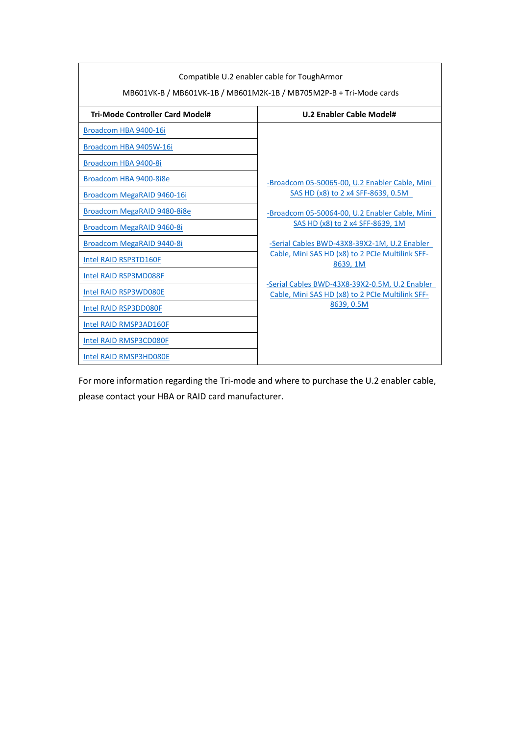Compatible U.2 enabler cable for ToughArmor

MB601VK-B / MB601VK-1B / MB601M2K-1B / MB705M2P-B + Tri-Mode cards

| Tri-Mode Controller Card Model# | U.2 Enabler Cable Model# |
|---|---|
| Broadcom HBA 9400-16i | -Broadcom 05-50065-00, U.2 Enabler Cable, Mini SAS HD (x8) to 2 x4 SFF-8639, 0.5M<br><br>-Broadcom 05-50064-00, U.2 Enabler Cable, Mini SAS HD (x8) to 2 x4 SFF-8639, 1M<br><br>-Serial Cables BWD-43X8-39X2-1M, U.2 Enabler Cable, Mini SAS HD (x8) to 2 PCIe Multilink SFF-8639, 1M<br><br>-Serial Cables BWD-43X8-39X2-0.5M, U.2 Enabler Cable, Mini SAS HD (x8) to 2 PCIe Multilink SFF-8639, 0.5M |
| Broadcom HBA 9405W-16i | |
| Broadcom HBA 9400-8i | |
| Broadcom HBA 9400-8i8e | |
| Broadcom MegaRAID 9460-16i | |
| Broadcom MegaRAID 9480-8i8e | |
| Broadcom MegaRAID 9460-8i | |
| Broadcom MegaRAID 9440-8i | |
| Intel RAID RSP3TD160F | |
| Intel RAID RSP3MD088F | |
| Intel RAID RSP3WD080E | |
| Intel RAID RSP3DD080F | |
| Intel RAID RMSP3AD160F | |
| Intel RAID RMSP3CD080F | |
| Intel RAID RMSP3HD080E | |

For more information regarding the Tri-mode and where to purchase the U.2 enabler cable, please contact your HBA or RAID card manufacturer.